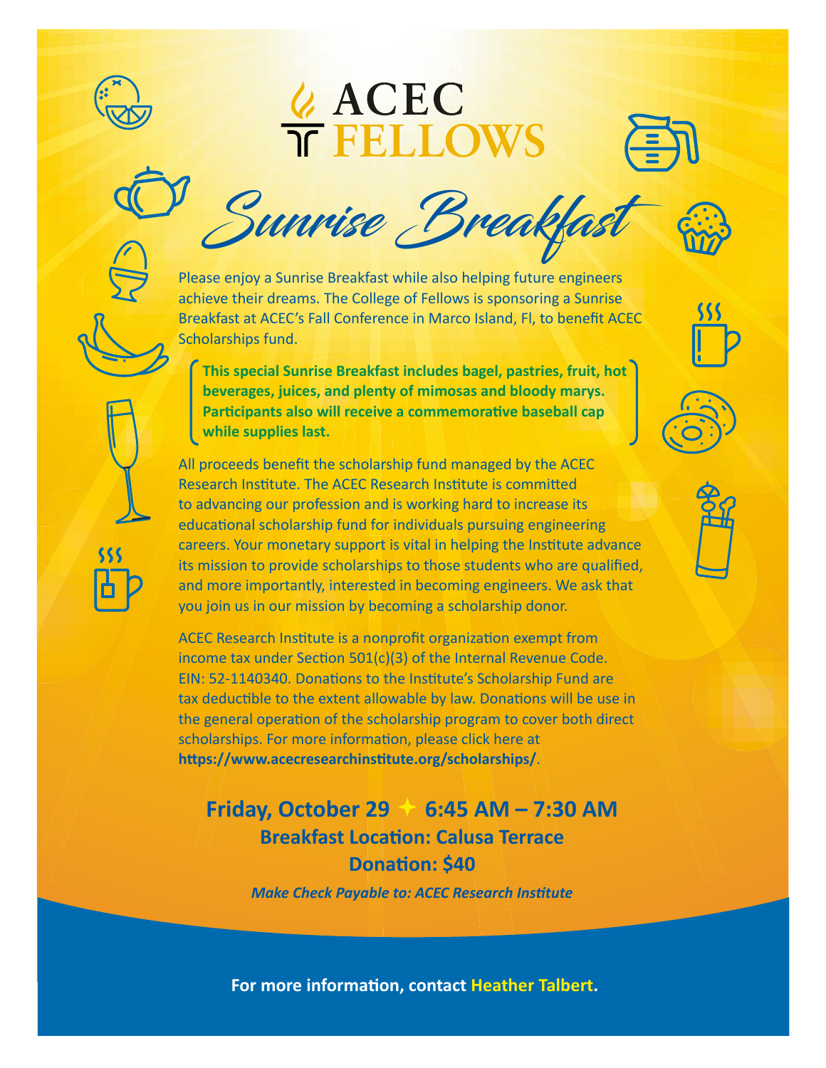# ACEC FELLOWS

## Sunrise Breakfast

Please enjoy a Sunrise Breakfast while also helping future engineers achieve their dreams. The College of Fellows is sponsoring a Sunrise Breakfast at ACEC's Fall Conference in Marco Island, Fl, to benefit ACEC Scholarships fund.

**This special Sunrise Breakfast includes bagel, pastries, fruit, hot beverages, juices, and plenty of mimosas and bloody marys. Participants also will receive a commemorative baseball cap while supplies last.**

All proceeds benefit the scholarship fund managed by the ACEC Research Institute. The ACEC Research Institute is committed to advancing our profession and is working hard to increase its educational scholarship fund for individuals pursuing engineering careers. Your monetary support is vital in helping the Institute advance its mission to provide scholarships to those students who are qualified, and more importantly, interested in becoming engineers. We ask that you join us in our mission by becoming a scholarship donor.

ACEC Research Institute is a nonprofit organization exempt from income tax under Section 501(c)(3) of the Internal Revenue Code. EIN: 52-1140340. Donations to the Institute's Scholarship Fund are tax deductible to the extent allowable by law. Donations will be use in the general operation of the scholarship program to cover both direct scholarships. For more information, please click here at **https://www.acecresearchinstitute.org/scholarships/**.

**Friday, October 29 ✦ 6:45 AM – 7:30 AM**

**Breakfast Location: Calusa Terrace**

**Donation: $40**

***Make Check Payable to: ACEC Research Institute***

**For more information, contact Heather Talbert.**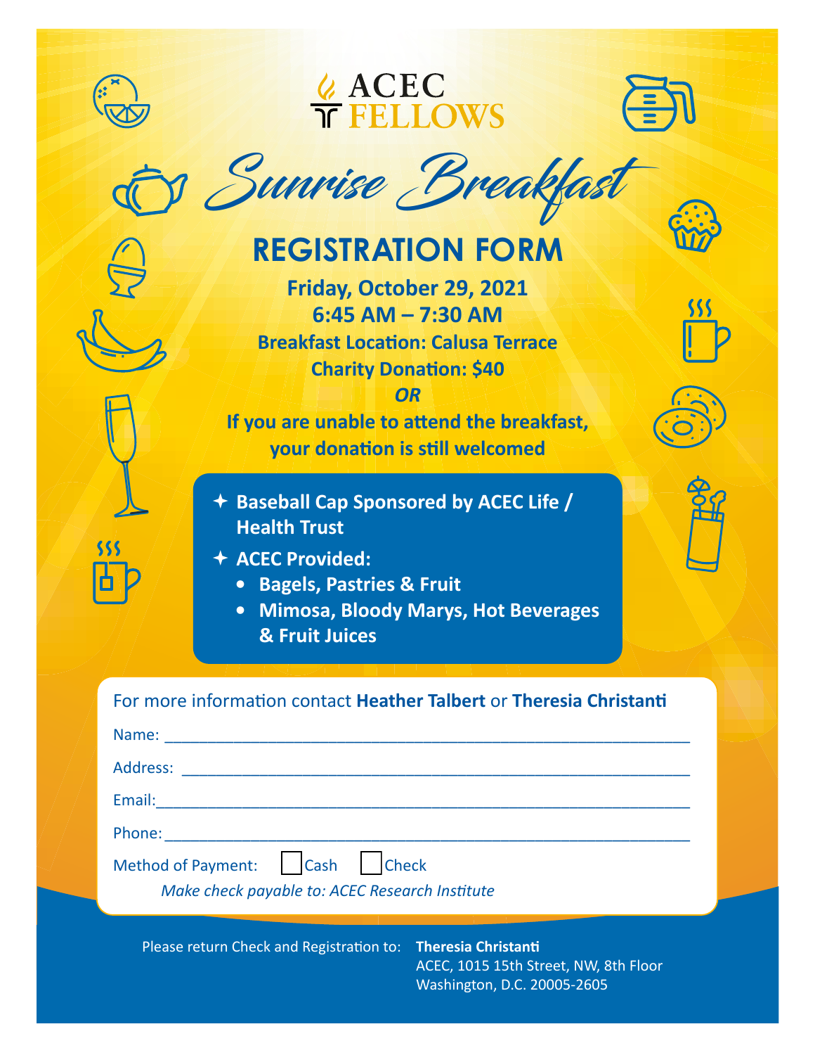# ACEC FELLOWS

## Sunrise Breakfast

## REGISTRATION FORM

**Friday, October 29, 2021**
**6:45 AM – 7:30 AM**
**Breakfast Location: Calusa Terrace**
**Charity Donation: $40**
***OR***
**If you are unable to attend the breakfast, your donation is still welcomed**

- **Baseball Cap Sponsored by ACEC Life / Health Trust**
- **ACEC Provided:**
  - **Bagels, Pastries & Fruit**
  - **Mimosa, Bloody Marys, Hot Beverages & Fruit Juices**

For more information contact **Heather Talbert** or **Theresia Christanti**

Name: ____________________________________________

Address: ____________________________________________

Email: ____________________________________________

Phone: ____________________________________________

Method of Payment: ☐ Cash ☐ Check

*Make check payable to: ACEC Research Institute*

Please return Check and Registration to: **Theresia Christanti**
ACEC, 1015 15th Street, NW, 8th Floor
Washington, D.C. 20005-2605